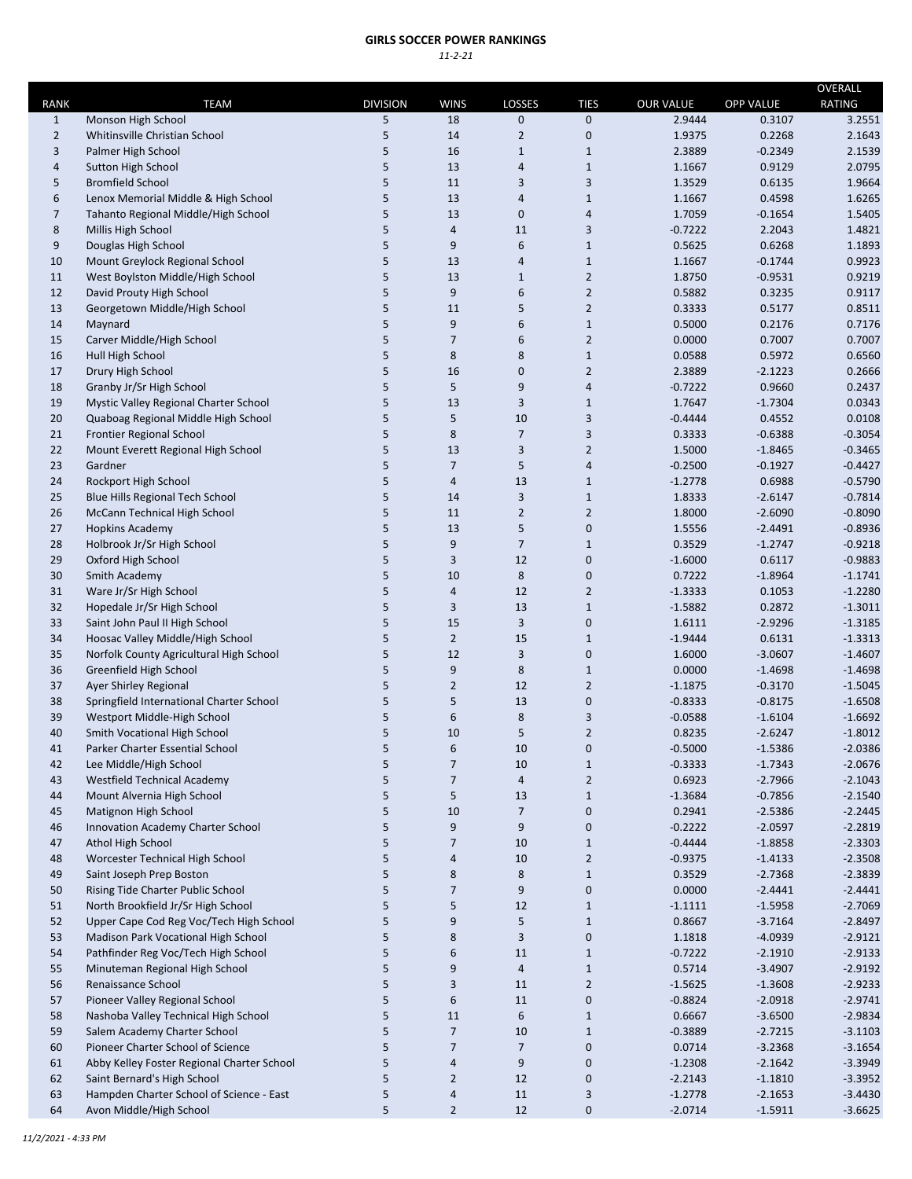# GIRLS SOCCER POWER RANKINGS

*11-2-21*

| RANK | TEAM | DIVISION | WINS | LOSSES | TIES | OUR VALUE | OPP VALUE | OVERALL RATING |
|---|---|---|---|---|---|---|---|---|
| 1 | Monson High School | 5 | 18 | 0 | 0 | 2.9444 | 0.3107 | 3.2551 |
| 2 | Whitinsville Christian School | 5 | 14 | 2 | 0 | 1.9375 | 0.2268 | 2.1643 |
| 3 | Palmer High School | 5 | 16 | 1 | 1 | 2.3889 | -0.2349 | 2.1539 |
| 4 | Sutton High School | 5 | 13 | 4 | 1 | 1.1667 | 0.9129 | 2.0795 |
| 5 | Bromfield School | 5 | 11 | 3 | 3 | 1.3529 | 0.6135 | 1.9664 |
| 6 | Lenox Memorial Middle & High School | 5 | 13 | 4 | 1 | 1.1667 | 0.4598 | 1.6265 |
| 7 | Tahanto Regional Middle/High School | 5 | 13 | 0 | 4 | 1.7059 | -0.1654 | 1.5405 |
| 8 | Millis High School | 5 | 4 | 11 | 3 | -0.7222 | 2.2043 | 1.4821 |
| 9 | Douglas High School | 5 | 9 | 6 | 1 | 0.5625 | 0.6268 | 1.1893 |
| 10 | Mount Greylock Regional School | 5 | 13 | 4 | 1 | 1.1667 | -0.1744 | 0.9923 |
| 11 | West Boylston Middle/High School | 5 | 13 | 1 | 2 | 1.8750 | -0.9531 | 0.9219 |
| 12 | David Prouty High School | 5 | 9 | 6 | 2 | 0.5882 | 0.3235 | 0.9117 |
| 13 | Georgetown Middle/High School | 5 | 11 | 5 | 2 | 0.3333 | 0.5177 | 0.8511 |
| 14 | Maynard | 5 | 9 | 6 | 1 | 0.5000 | 0.2176 | 0.7176 |
| 15 | Carver Middle/High School | 5 | 7 | 6 | 2 | 0.0000 | 0.7007 | 0.7007 |
| 16 | Hull High School | 5 | 8 | 8 | 1 | 0.0588 | 0.5972 | 0.6560 |
| 17 | Drury High School | 5 | 16 | 0 | 2 | 2.3889 | -2.1223 | 0.2666 |
| 18 | Granby Jr/Sr High School | 5 | 5 | 9 | 4 | -0.7222 | 0.9660 | 0.2437 |
| 19 | Mystic Valley Regional Charter School | 5 | 13 | 3 | 1 | 1.7647 | -1.7304 | 0.0343 |
| 20 | Quaboag Regional Middle High School | 5 | 5 | 10 | 3 | -0.4444 | 0.4552 | 0.0108 |
| 21 | Frontier Regional School | 5 | 8 | 7 | 3 | 0.3333 | -0.6388 | -0.3054 |
| 22 | Mount Everett Regional High School | 5 | 13 | 3 | 2 | 1.5000 | -1.8465 | -0.3465 |
| 23 | Gardner | 5 | 7 | 5 | 4 | -0.2500 | -0.1927 | -0.4427 |
| 24 | Rockport High School | 5 | 4 | 13 | 1 | -1.2778 | 0.6988 | -0.5790 |
| 25 | Blue Hills Regional Tech School | 5 | 14 | 3 | 1 | 1.8333 | -2.6147 | -0.7814 |
| 26 | McCann Technical High School | 5 | 11 | 2 | 2 | 1.8000 | -2.6090 | -0.8090 |
| 27 | Hopkins Academy | 5 | 13 | 5 | 0 | 1.5556 | -2.4491 | -0.8936 |
| 28 | Holbrook Jr/Sr High School | 5 | 9 | 7 | 1 | 0.3529 | -1.2747 | -0.9218 |
| 29 | Oxford High School | 5 | 3 | 12 | 0 | -1.6000 | 0.6117 | -0.9883 |
| 30 | Smith Academy | 5 | 10 | 8 | 0 | 0.7222 | -1.8964 | -1.1741 |
| 31 | Ware Jr/Sr High School | 5 | 4 | 12 | 2 | -1.3333 | 0.1053 | -1.2280 |
| 32 | Hopedale Jr/Sr High School | 5 | 3 | 13 | 1 | -1.5882 | 0.2872 | -1.3011 |
| 33 | Saint John Paul II High School | 5 | 15 | 3 | 0 | 1.6111 | -2.9296 | -1.3185 |
| 34 | Hoosac Valley Middle/High School | 5 | 2 | 15 | 1 | -1.9444 | 0.6131 | -1.3313 |
| 35 | Norfolk County Agricultural High School | 5 | 12 | 3 | 0 | 1.6000 | -3.0607 | -1.4607 |
| 36 | Greenfield High School | 5 | 9 | 8 | 1 | 0.0000 | -1.4698 | -1.4698 |
| 37 | Ayer Shirley Regional | 5 | 2 | 12 | 2 | -1.1875 | -0.3170 | -1.5045 |
| 38 | Springfield International Charter School | 5 | 5 | 13 | 0 | -0.8333 | -0.8175 | -1.6508 |
| 39 | Westport Middle-High School | 5 | 6 | 8 | 3 | -0.0588 | -1.6104 | -1.6692 |
| 40 | Smith Vocational High School | 5 | 10 | 5 | 2 | 0.8235 | -2.6247 | -1.8012 |
| 41 | Parker Charter Essential School | 5 | 6 | 10 | 0 | -0.5000 | -1.5386 | -2.0386 |
| 42 | Lee Middle/High School | 5 | 7 | 10 | 1 | -0.3333 | -1.7343 | -2.0676 |
| 43 | Westfield Technical Academy | 5 | 7 | 4 | 2 | 0.6923 | -2.7966 | -2.1043 |
| 44 | Mount Alvernia High School | 5 | 5 | 13 | 1 | -1.3684 | -0.7856 | -2.1540 |
| 45 | Matignon High School | 5 | 10 | 7 | 0 | 0.2941 | -2.5386 | -2.2445 |
| 46 | Innovation Academy Charter School | 5 | 9 | 9 | 0 | -0.2222 | -2.0597 | -2.2819 |
| 47 | Athol High School | 5 | 7 | 10 | 1 | -0.4444 | -1.8858 | -2.3303 |
| 48 | Worcester Technical High School | 5 | 4 | 10 | 2 | -0.9375 | -1.4133 | -2.3508 |
| 49 | Saint Joseph Prep Boston | 5 | 8 | 8 | 1 | 0.3529 | -2.7368 | -2.3839 |
| 50 | Rising Tide Charter Public School | 5 | 7 | 9 | 0 | 0.0000 | -2.4441 | -2.4441 |
| 51 | North Brookfield Jr/Sr High School | 5 | 5 | 12 | 1 | -1.1111 | -1.5958 | -2.7069 |
| 52 | Upper Cape Cod Reg Voc/Tech High School | 5 | 9 | 5 | 1 | 0.8667 | -3.7164 | -2.8497 |
| 53 | Madison Park Vocational High School | 5 | 8 | 3 | 0 | 1.1818 | -4.0939 | -2.9121 |
| 54 | Pathfinder Reg Voc/Tech High School | 5 | 6 | 11 | 1 | -0.7222 | -2.1910 | -2.9133 |
| 55 | Minuteman Regional High School | 5 | 9 | 4 | 1 | 0.5714 | -3.4907 | -2.9192 |
| 56 | Renaissance School | 5 | 3 | 11 | 2 | -1.5625 | -1.3608 | -2.9233 |
| 57 | Pioneer Valley Regional School | 5 | 6 | 11 | 0 | -0.8824 | -2.0918 | -2.9741 |
| 58 | Nashoba Valley Technical High School | 5 | 11 | 6 | 1 | 0.6667 | -3.6500 | -2.9834 |
| 59 | Salem Academy Charter School | 5 | 7 | 10 | 1 | -0.3889 | -2.7215 | -3.1103 |
| 60 | Pioneer Charter School of Science | 5 | 7 | 7 | 0 | 0.0714 | -3.2368 | -3.1654 |
| 61 | Abby Kelley Foster Regional Charter School | 5 | 4 | 9 | 0 | -1.2308 | -2.1642 | -3.3949 |
| 62 | Saint Bernard's High School | 5 | 2 | 12 | 0 | -2.2143 | -1.1810 | -3.3952 |
| 63 | Hampden Charter School of Science - East | 5 | 4 | 11 | 3 | -1.2778 | -2.1653 | -3.4430 |
| 64 | Avon Middle/High School | 5 | 2 | 12 | 0 | -2.0714 | -1.5911 | -3.6625 |

*11/2/2021 - 4:33 PM*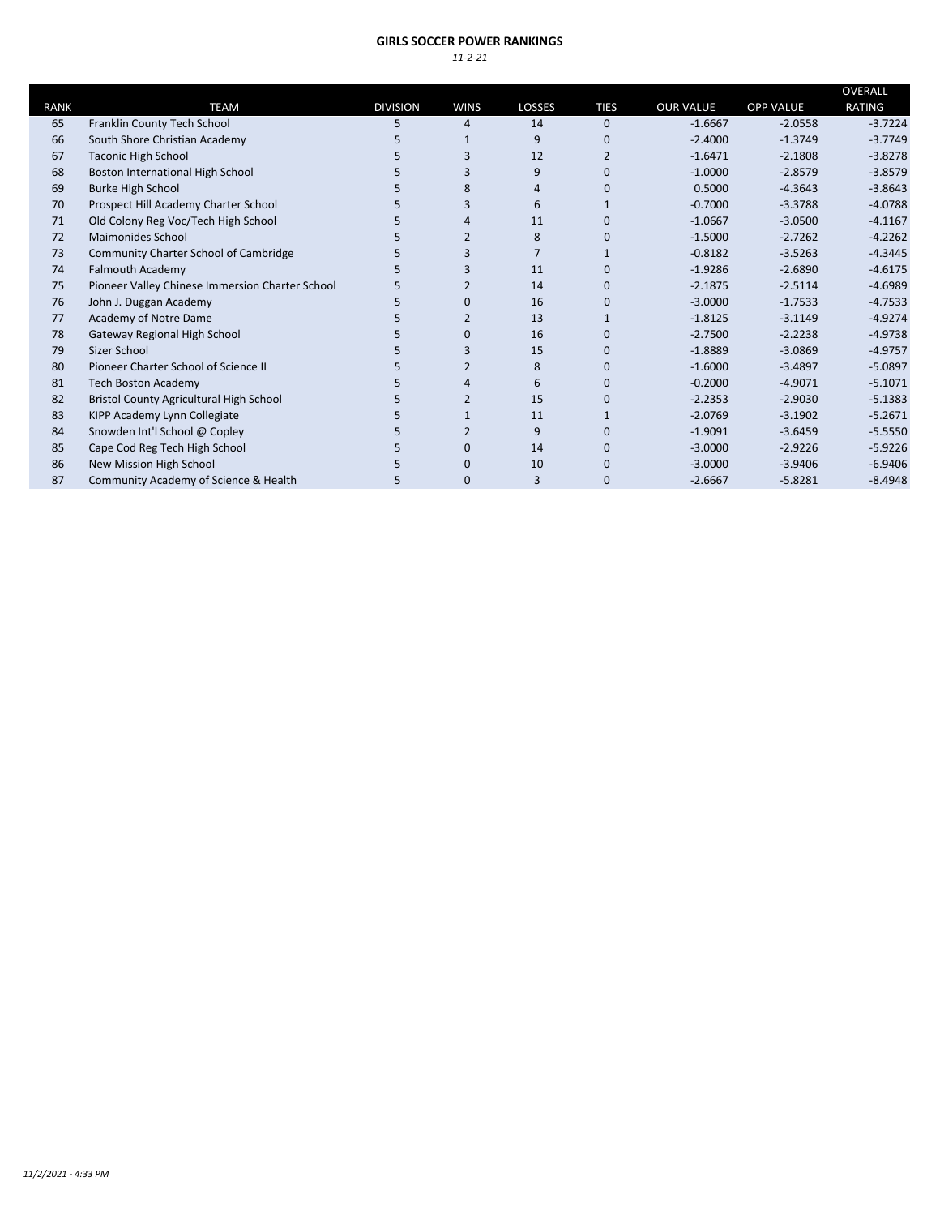**GIRLS SOCCER POWER RANKINGS**

*11-2-21*

| RANK | TEAM | DIVISION | WINS | LOSSES | TIES | OUR VALUE | OPP VALUE | OVERALL RATING |
|---|---|---|---|---|---|---|---|---|
| 65 | Franklin County Tech School | 5 | 4 | 14 | 0 | -1.6667 | -2.0558 | -3.7224 |
| 66 | South Shore Christian Academy | 5 | 1 | 9 | 0 | -2.4000 | -1.3749 | -3.7749 |
| 67 | Taconic High School | 5 | 3 | 12 | 2 | -1.6471 | -2.1808 | -3.8278 |
| 68 | Boston International High School | 5 | 3 | 9 | 0 | -1.0000 | -2.8579 | -3.8579 |
| 69 | Burke High School | 5 | 8 | 4 | 0 | 0.5000 | -4.3643 | -3.8643 |
| 70 | Prospect Hill Academy Charter School | 5 | 3 | 6 | 1 | -0.7000 | -3.3788 | -4.0788 |
| 71 | Old Colony Reg Voc/Tech High School | 5 | 4 | 11 | 0 | -1.0667 | -3.0500 | -4.1167 |
| 72 | Maimonides School | 5 | 2 | 8 | 0 | -1.5000 | -2.7262 | -4.2262 |
| 73 | Community Charter School of Cambridge | 5 | 3 | 7 | 1 | -0.8182 | -3.5263 | -4.3445 |
| 74 | Falmouth Academy | 5 | 3 | 11 | 0 | -1.9286 | -2.6890 | -4.6175 |
| 75 | Pioneer Valley Chinese Immersion Charter School | 5 | 2 | 14 | 0 | -2.1875 | -2.5114 | -4.6989 |
| 76 | John J. Duggan Academy | 5 | 0 | 16 | 0 | -3.0000 | -1.7533 | -4.7533 |
| 77 | Academy of Notre Dame | 5 | 2 | 13 | 1 | -1.8125 | -3.1149 | -4.9274 |
| 78 | Gateway Regional High School | 5 | 0 | 16 | 0 | -2.7500 | -2.2238 | -4.9738 |
| 79 | Sizer School | 5 | 3 | 15 | 0 | -1.8889 | -3.0869 | -4.9757 |
| 80 | Pioneer Charter School of Science II | 5 | 2 | 8 | 0 | -1.6000 | -3.4897 | -5.0897 |
| 81 | Tech Boston Academy | 5 | 4 | 6 | 0 | -0.2000 | -4.9071 | -5.1071 |
| 82 | Bristol County Agricultural High School | 5 | 2 | 15 | 0 | -2.2353 | -2.9030 | -5.1383 |
| 83 | KIPP Academy Lynn Collegiate | 5 | 1 | 11 | 1 | -2.0769 | -3.1902 | -5.2671 |
| 84 | Snowden Int'l School @ Copley | 5 | 2 | 9 | 0 | -1.9091 | -3.6459 | -5.5550 |
| 85 | Cape Cod Reg Tech High School | 5 | 0 | 14 | 0 | -3.0000 | -2.9226 | -5.9226 |
| 86 | New Mission High School | 5 | 0 | 10 | 0 | -3.0000 | -3.9406 | -6.9406 |
| 87 | Community Academy of Science & Health | 5 | 0 | 3 | 0 | -2.6667 | -5.8281 | -8.4948 |

*11/2/2021 - 4:33 PM*